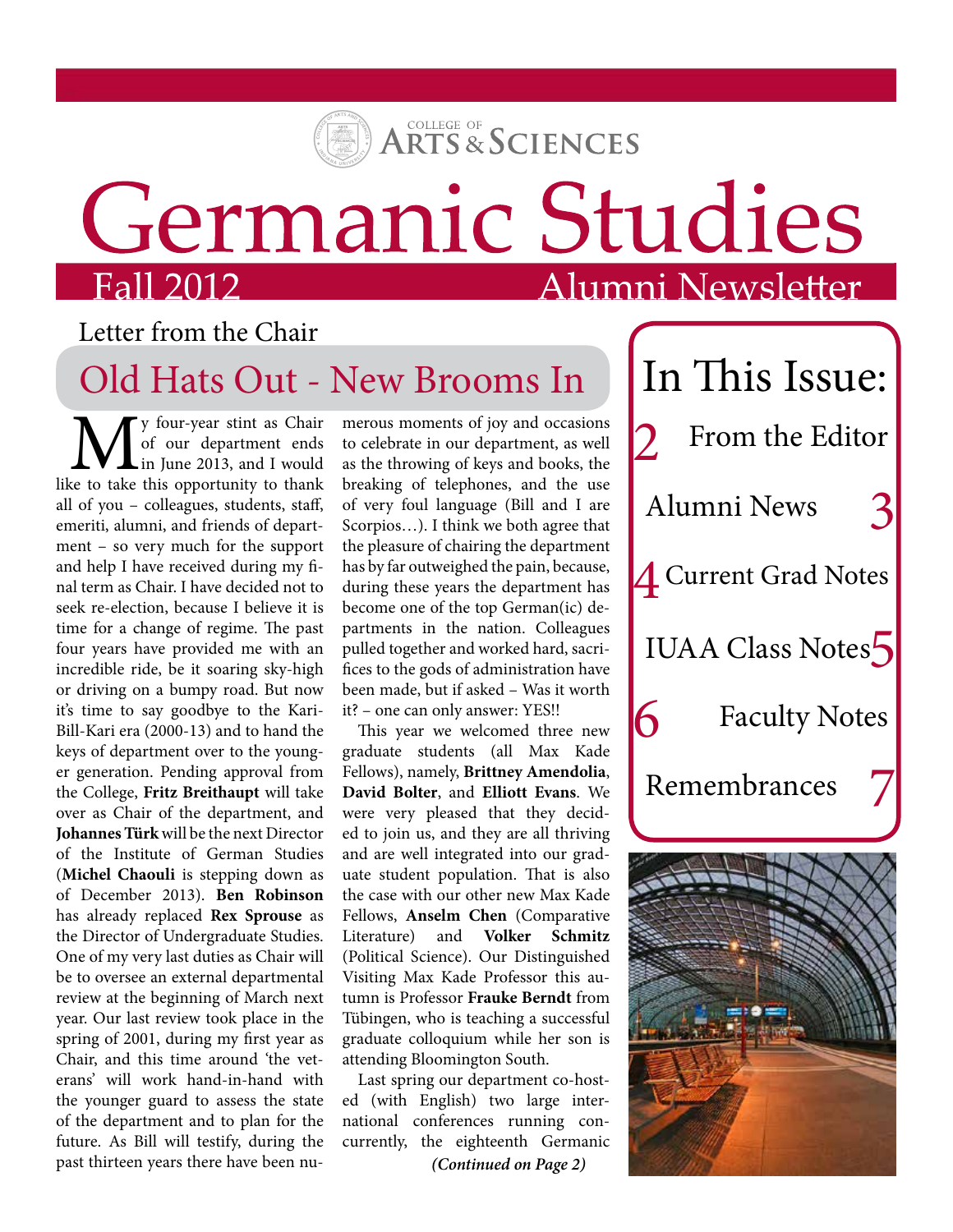COLLEGE OF ARTS & SCIENCES

# Germanic Studies

Fall 2012 Alumni Newsletter

## Letter from the Chair

## Old Hats Out - New Brooms In

My four-year stint as Chair of our department ends in June 2013, and I would like to take this opportunity to thank all of you – colleagues, students, staff, emeriti, alumni, and friends of department – so very much for the support and help I have received during my final term as Chair. I have decided not to seek re-election, because I believe it is time for a change of regime. The past four years have provided me with an incredible ride, be it soaring sky-high or driving on a bumpy road. But now it's time to say goodbye to the Kari-Bill-Kari era (2000-13) and to hand the keys of department over to the younger generation. Pending approval from the College, **Fritz Breithaupt** will take over as Chair of the department, and **Johannes Türk** will be the next Director of the Institute of German Studies (**Michel Chaouli** is stepping down as of December 2013). **Ben Robinson** has already replaced **Rex Sprouse** as the Director of Undergraduate Studies. One of my very last duties as Chair will be to oversee an external departmental review at the beginning of March next year. Our last review took place in the spring of 2001, during my first year as Chair, and this time around 'the veterans' will work hand-in-hand with the younger guard to assess the state of the department and to plan for the future. As Bill will testify, during the past thirteen years there have been numerous moments of joy and occasions to celebrate in our department, as well as the throwing of keys and books, the breaking of telephones, and the use of very foul language (Bill and I are Scorpios…). I think we both agree that the pleasure of chairing the department has by far outweighed the pain, because, during these years the department has become one of the top German(ic) departments in the nation. Colleagues pulled together and worked hard, sacrifices to the gods of administration have been made, but if asked – Was it worth it? – one can only answer: YES!!

This year we welcomed three new graduate students (all Max Kade Fellows), namely, **Brittney Amendolia**, **David Bolter**, and **Elliott Evans**. We were very pleased that they decided to join us, and they are all thriving and are well integrated into our graduate student population. That is also the case with our other new Max Kade Fellows, **Anselm Chen** (Comparative Literature) and **Volker Schmitz** (Political Science). Our Distinguished Visiting Max Kade Professor this autumn is Professor **Frauke Berndt** from Tübingen, who is teaching a successful graduate colloquium while her son is attending Bloomington South.

Last spring our department co-hosted (with English) two large international conferences running concurrently, the eighteenth Germanic

***(Continued on Page 2)***

## In This Issue:

- 2 From the Editor
- 3 Alumni News
- 4 Current Grad Notes
- 5 IUAA Class Notes
- 6 Faculty Notes
- 7 Remembrances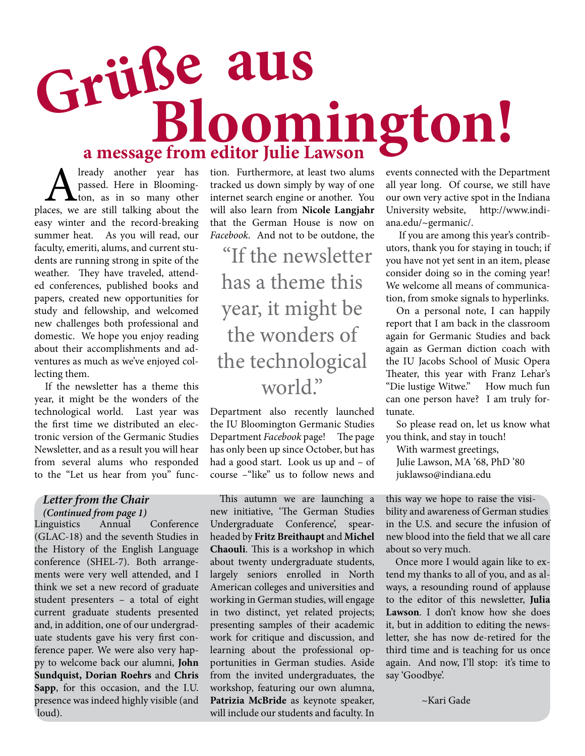# Grüße aus Bloomington!

## a message from editor Julie Lawson

Already another year has passed. Here in Bloomington, as in so many other places, we are still talking about the easy winter and the record-breaking summer heat. As you will read, our faculty, emeriti, alums, and current students are running strong in spite of the weather. They have traveled, attended conferences, published books and papers, created new opportunities for study and fellowship, and welcomed new challenges both professional and domestic. We hope you enjoy reading about their accomplishments and adventures as much as we've enjoyed collecting them.

If the newsletter has a theme this year, it might be the wonders of the technological world. Last year was the first time we distributed an electronic version of the Germanic Studies Newsletter, and as a result you will hear from several alums who responded to the "Let us hear from you" function. Furthermore, at least two alums tracked us down simply by way of one internet search engine or another. You will also learn from **Nicole Langjahr** that the German House is now on *Facebook*. And not to be outdone, the Department also recently launched the IU Bloomington Germanic Studies Department *Facebook* page! The page has only been up since October, but has had a good start. Look us up and – of course –"like" us to follow news and events connected with the Department all year long. Of course, we still have our own very active spot in the Indiana University website, http://www.indiana.edu/~germanic/.

> "If the newsletter has a theme this year, it might be the wonders of the technological world."

If you are among this year's contributors, thank you for staying in touch; if you have not yet sent in an item, please consider doing so in the coming year! We welcome all means of communication, from smoke signals to hyperlinks.

On a personal note, I can happily report that I am back in the classroom again for Germanic Studies and back again as German diction coach with the IU Jacobs School of Music Opera Theater, this year with Franz Lehar's "Die lustige Witwe." How much fun can one person have? I am truly fortunate.

So please read on, let us know what you think, and stay in touch!

With warmest greetings,
Julie Lawson, MA '68, PhD '80
juklawso@indiana.edu

### *Letter from the Chair*

***(Continued from page 1)***

Linguistics Annual Conference (GLAC-18) and the seventh Studies in the History of the English Language conference (SHEL-7). Both arrangements were very well attended, and I think we set a new record of graduate student presenters – a total of eight current graduate students presented and, in addition, one of our undergraduate students gave his very first conference paper. We were also very happy to welcome back our alumni, **John Sundquist, Dorian Roehrs** and **Chris Sapp**, for this occasion, and the I.U. presence was indeed highly visible (and loud).

This autumn we are launching a new initiative, 'The German Studies Undergraduate Conference', spearheaded by **Fritz Breithaupt** and **Michel Chaouli**. This is a workshop in which about twenty undergraduate students, largely seniors enrolled in North American colleges and universities and working in German studies, will engage in two distinct, yet related projects; presenting samples of their academic work for critique and discussion, and learning about the professional opportunities in German studies. Aside from the invited undergraduates, the workshop, featuring our own alumna, **Patrizia McBride** as keynote speaker, will include our students and faculty. In this way we hope to raise the visibility and awareness of German studies in the U.S. and secure the infusion of new blood into the field that we all care about so very much.

Once more I would again like to extend my thanks to all of you, and as always, a resounding round of applause to the editor of this newsletter, **Julia Lawson**. I don't know how she does it, but in addition to editing the newsletter, she has now de-retired for the third time and is teaching for us once again. And now, I'll stop: it's time to say 'Goodbye'.

~Kari Gade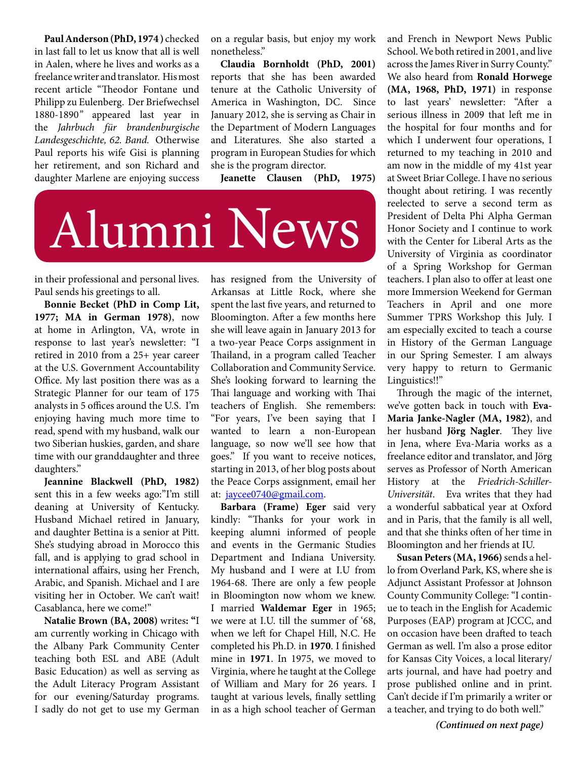# Alumni News

**Paul Anderson (PhD, 1974 )** checked in last fall to let us know that all is well in Aalen, where he lives and works as a freelance writer and translator. His most recent article "Theodor Fontane und Philipp zu Eulenberg. Der Briefwechsel 1880-1890" appeared last year in the *Jahrbuch für brandenburgische Landesgeschichte, 62. Band.* Otherwise Paul reports his wife Gisi is planning her retirement, and son Richard and daughter Marlene are enjoying success in their professional and personal lives. Paul sends his greetings to all.

**Bonnie Becket (PhD in Comp Lit, 1977; MA in German 1978)**, now at home in Arlington, VA, wrote in response to last year's newsletter: "I retired in 2010 from a 25+ year career at the U.S. Government Accountability Office. My last position there was as a Strategic Planner for our team of 175 analysts in 5 offices around the U.S. I'm enjoying having much more time to read, spend with my husband, walk our two Siberian huskies, garden, and share time with our granddaughter and three daughters."

**Jeannine Blackwell (PhD, 1982)** sent this in a few weeks ago:"I'm still deaning at University of Kentucky. Husband Michael retired in January, and daughter Bettina is a senior at Pitt. She's studying abroad in Morocco this fall, and is applying to grad school in international affairs, using her French, Arabic, and Spanish. Michael and I are visiting her in October. We can't wait! Casablanca, here we come!"

**Natalie Brown (BA, 2008)** writes**: "**I am currently working in Chicago with the Albany Park Community Center teaching both ESL and ABE (Adult Basic Education) as well as serving as the Adult Literacy Program Assistant for our evening/Saturday programs. I sadly do not get to use my German on a regular basis, but enjoy my work nonetheless."

**Claudia Bornholdt (PhD, 2001)** reports that she has been awarded tenure at the Catholic University of America in Washington, DC. Since January 2012, she is serving as Chair in the Department of Modern Languages and Literatures. She also started a program in European Studies for which she is the program director.

**Jeanette Clausen (PhD, 1975)** has resigned from the University of Arkansas at Little Rock, where she spent the last five years, and returned to Bloomington. After a few months here she will leave again in January 2013 for a two-year Peace Corps assignment in Thailand, in a program called Teacher Collaboration and Community Service. She's looking forward to learning the Thai language and working with Thai teachers of English. She remembers: "For years, I've been saying that I wanted to learn a non-European language, so now we'll see how that goes." If you want to receive notices, starting in 2013, of her blog posts about the Peace Corps assignment, email her at: jaycee0740@gmail.com.

**Barbara (Frame) Eger** said very kindly: "Thanks for your work in keeping alumni informed of people and events in the Germanic Studies Department and Indiana University. My husband and I were at I.U from 1964-68. There are only a few people in Bloomington now whom we knew. I married **Waldemar Eger** in 1965; we were at I.U. till the summer of '68, when we left for Chapel Hill, N.C. He completed his Ph.D. in **1970**. I finished mine in **1971**. In 1975, we moved to Virginia, where he taught at the College of William and Mary for 26 years. I taught at various levels, finally settling in as a high school teacher of German and French in Newport News Public School. We both retired in 2001, and live across the James River in Surry County."

We also heard from **Ronald Horwege (MA, 1968, PhD, 1971)** in response to last years' newsletter: "After a serious illness in 2009 that left me in the hospital for four months and for which I underwent four operations, I returned to my teaching in 2010 and am now in the middle of my 41st year at Sweet Briar College. I have no serious thought about retiring. I was recently reelected to serve a second term as President of Delta Phi Alpha German Honor Society and I continue to work with the Center for Liberal Arts as the University of Virginia as coordinator of a Spring Workshop for German teachers. I plan also to offer at least one more Immersion Weekend for German Teachers in April and one more Summer TPRS Workshop this July. I am especially excited to teach a course in History of the German Language in our Spring Semester. I am always very happy to return to Germanic Linguistics!!"

Through the magic of the internet, we've gotten back in touch with **Eva-Maria Janke-Nagler (MA, 1982)**, and her husband **Jörg Nagler**. They live in Jena, where Eva-Maria works as a freelance editor and translator, and Jörg serves as Professor of North American History at the *Friedrich-Schiller-Universität*. Eva writes that they had a wonderful sabbatical year at Oxford and in Paris, that the family is all well, and that she thinks often of her time in Bloomington and her friends at IU.

**Susan Peters (MA, 1966)** sends a hello from Overland Park, KS, where she is Adjunct Assistant Professor at Johnson County Community College: "I continue to teach in the English for Academic Purposes (EAP) program at JCCC, and on occasion have been drafted to teach German as well. I'm also a prose editor for Kansas City Voices, a local literary/arts journal, and have had poetry and prose published online and in print. Can't decide if I'm primarily a writer or a teacher, and trying to do both well."

***(Continued on next page)***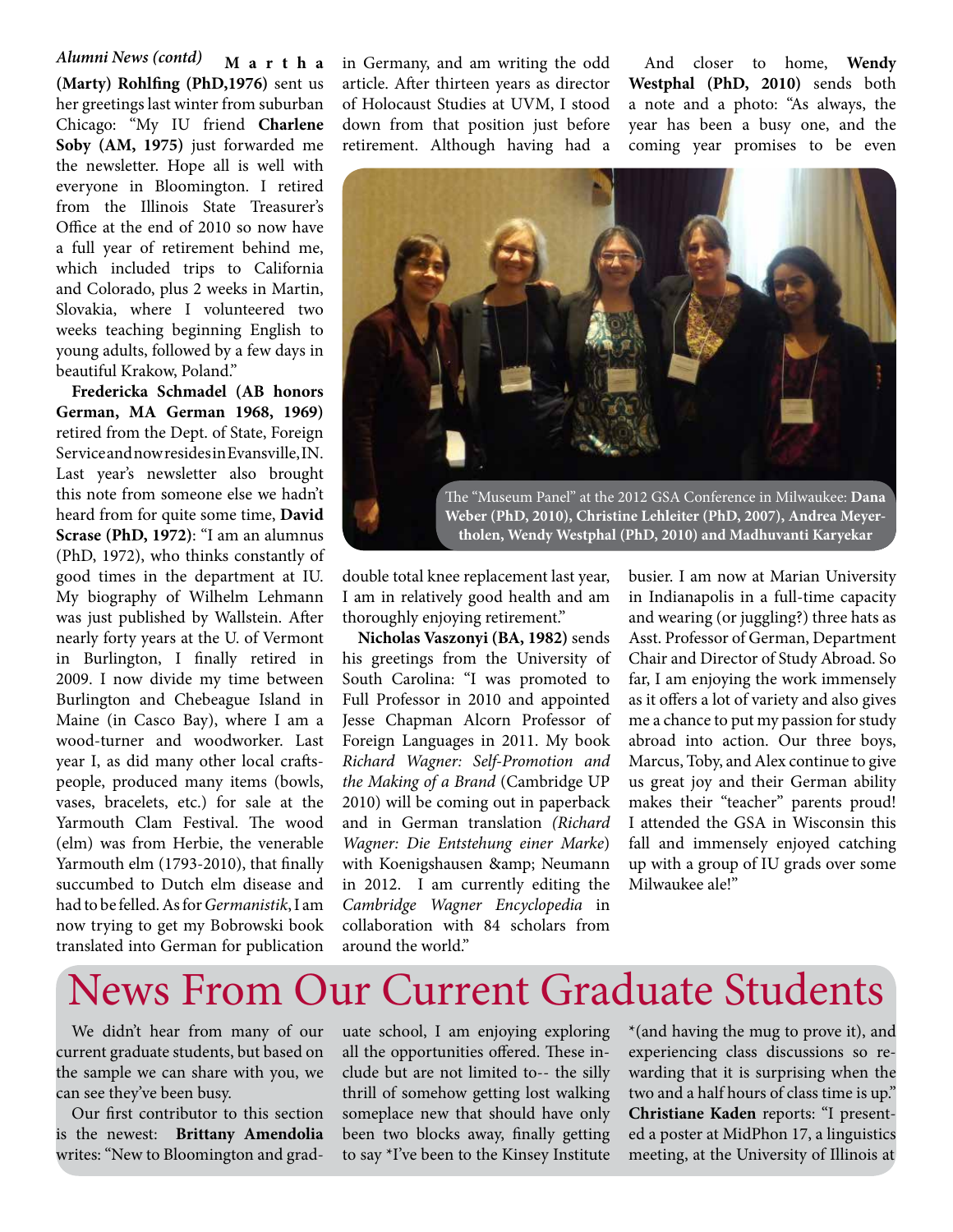*Alumni News (contd)* **Martha (Marty) Rohlfing (PhD,1976)** sent us her greetings last winter from suburban Chicago: "My IU friend **Charlene Soby (AM, 1975)** just forwarded me the newsletter. Hope all is well with everyone in Bloomington. I retired from the Illinois State Treasurer's Office at the end of 2010 so now have a full year of retirement behind me, which included trips to California and Colorado, plus 2 weeks in Martin, Slovakia, where I volunteered two weeks teaching beginning English to young adults, followed by a few days in beautiful Krakow, Poland."

**Fredericka Schmadel (AB honors German, MA German 1968, 1969)** retired from the Dept. of State, Foreign Service and now resides in Evansville, IN. Last year's newsletter also brought this note from someone else we hadn't heard from for quite some time, **David Scrase (PhD, 1972)**: "I am an alumnus (PhD, 1972), who thinks constantly of good times in the department at IU. My biography of Wilhelm Lehmann was just published by Wallstein. After nearly forty years at the U. of Vermont in Burlington, I finally retired in 2009. I now divide my time between Burlington and Chebeague Island in Maine (in Casco Bay), where I am a wood-turner and woodworker. Last year I, as did many other local crafts-people, produced many items (bowls, vases, bracelets, etc.) for sale at the Yarmouth Clam Festival. The wood (elm) was from Herbie, the venerable Yarmouth elm (1793-2010), that finally succumbed to Dutch elm disease and had to be felled. As for *Germanistik*, I am now trying to get my Bobrowski book translated into German for publication in Germany, and am writing the odd article. After thirteen years as director of Holocaust Studies at UVM, I stood down from that position just before retirement. Although having had a double total knee replacement last year, I am in relatively good health and am thoroughly enjoying retirement."

**Nicholas Vaszonyi (BA, 1982)** sends his greetings from the University of South Carolina: "I was promoted to Full Professor in 2010 and appointed Jesse Chapman Alcorn Professor of Foreign Languages in 2011. My book *Richard Wagner: Self-Promotion and the Making of a Brand* (Cambridge UP 2010) will be coming out in paperback and in German translation *(Richard Wagner: Die Entstehung einer Marke*) with Koenigshausen &amp; Neumann in 2012. I am currently editing the *Cambridge Wagner Encyclopedia* in collaboration with 84 scholars from around the world."

And closer to home, **Wendy Westphal (PhD, 2010)** sends both a note and a photo: "As always, the year has been a busy one, and the coming year promises to be even busier. I am now at Marian University in Indianapolis in a full-time capacity and wearing (or juggling?) three hats as Asst. Professor of German, Department Chair and Director of Study Abroad. So far, I am enjoying the work immensely as it offers a lot of variety and also gives me a chance to put my passion for study abroad into action. Our three boys, Marcus, Toby, and Alex continue to give us great joy and their German ability makes their "teacher" parents proud! I attended the GSA in Wisconsin this fall and immensely enjoyed catching up with a group of IU grads over some Milwaukee ale!"

The "Museum Panel" at the 2012 GSA Conference in Milwaukee: **Dana Weber (PhD, 2010), Christine Lehleiter (PhD, 2007), Andrea Meyer-tholen, Wendy Westphal (PhD, 2010) and Madhuvanti Karyekar**

# News From Our Current Graduate Students

We didn't hear from many of our current graduate students, but based on the sample we can share with you, we can see they've been busy.

Our first contributor to this section is the newest: **Brittany Amendolia** writes: "New to Bloomington and graduate school, I am enjoying exploring all the opportunities offered. These include but are not limited to-- the silly thrill of somehow getting lost walking someplace new that should have only been two blocks away, finally getting to say *I've been to the Kinsey Institute *(and having the mug to prove it), and experiencing class discussions so rewarding that it is surprising when the two and a half hours of class time is up." **Christiane Kaden** reports: "I presented a poster at MidPhon 17, a linguistics meeting, at the University of Illinois at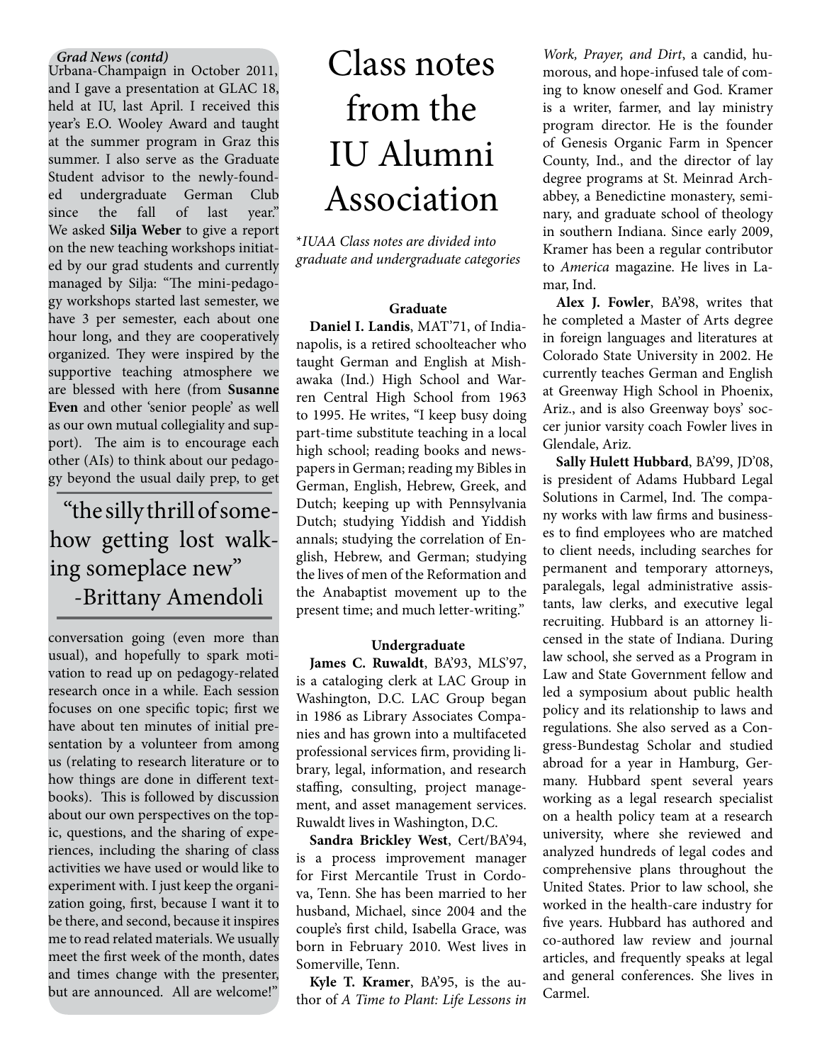*Grad News (contd)*

Urbana-Champaign in October 2011, and I gave a presentation at GLAC 18, held at IU, last April. I received this year's E.O. Wooley Award and taught at the summer program in Graz this summer. I also serve as the Graduate Student advisor to the newly-founded undergraduate German Club since the fall of last year."

We asked **Silja Weber** to give a report on the new teaching workshops initiated by our grad students and currently managed by Silja: "The mini-pedagogy workshops started last semester, we have 3 per semester, each about one hour long, and they are cooperatively organized. They were inspired by the supportive teaching atmosphere we are blessed with here (from **Susanne Even** and other 'senior people' as well as our own mutual collegiality and support). The aim is to encourage each other (AIs) to think about our pedagogy beyond the usual daily prep, to get conversation going (even more than usual), and hopefully to spark motivation to read up on pedagogy-related research once in a while. Each session focuses on one specific topic; first we have about ten minutes of initial presentation by a volunteer from among us (relating to research literature or to how things are done in different textbooks). This is followed by discussion about our own perspectives on the topic, questions, and the sharing of experiences, including the sharing of class activities we have used or would like to experiment with. I just keep the organization going, first, because I want it to be there, and second, because it inspires me to read related materials. We usually meet the first week of the month, dates and times change with the presenter, but are announced. All are welcome!"

> "the silly thrill of somehow getting lost walking someplace new"
> -Brittany Amendoli

# Class notes from the IU Alumni Association

*\*IUAA Class notes are divided into graduate and undergraduate categories*

### Graduate

**Daniel I. Landis**, MAT'71, of Indianapolis, is a retired schoolteacher who taught German and English at Mishawaka (Ind.) High School and Warren Central High School from 1963 to 1995. He writes, "I keep busy doing part-time substitute teaching in a local high school; reading books and newspapers in German; reading my Bibles in German, English, Hebrew, Greek, and Dutch; keeping up with Pennsylvania Dutch; studying Yiddish and Yiddish annals; studying the correlation of English, Hebrew, and German; studying the lives of men of the Reformation and the Anabaptist movement up to the present time; and much letter-writing."

### Undergraduate

**James C. Ruwaldt**, BA'93, MLS'97, is a cataloging clerk at LAC Group in Washington, D.C. LAC Group began in 1986 as Library Associates Companies and has grown into a multifaceted professional services firm, providing library, legal, information, and research staffing, consulting, project management, and asset management services. Ruwaldt lives in Washington, D.C.

**Sandra Brickley West**, Cert/BA'94, is a process improvement manager for First Mercantile Trust in Cordova, Tenn. She has been married to her husband, Michael, since 2004 and the couple's first child, Isabella Grace, was born in February 2010. West lives in Somerville, Tenn.

**Kyle T. Kramer**, BA'95, is the author of *A Time to Plant: Life Lessons in Work, Prayer, and Dirt*, a candid, humorous, and hope-infused tale of coming to know oneself and God. Kramer is a writer, farmer, and lay ministry program director. He is the founder of Genesis Organic Farm in Spencer County, Ind., and the director of lay degree programs at St. Meinrad Archabbey, a Benedictine monastery, seminary, and graduate school of theology in southern Indiana. Since early 2009, Kramer has been a regular contributor to *America* magazine. He lives in Lamar, Ind.

**Alex J. Fowler**, BA'98, writes that he completed a Master of Arts degree in foreign languages and literatures at Colorado State University in 2002. He currently teaches German and English at Greenway High School in Phoenix, Ariz., and is also Greenway boys' soccer junior varsity coach Fowler lives in Glendale, Ariz.

**Sally Hulett Hubbard**, BA'99, JD'08, is president of Adams Hubbard Legal Solutions in Carmel, Ind. The company works with law firms and businesses to find employees who are matched to client needs, including searches for permanent and temporary attorneys, paralegals, legal administrative assistants, law clerks, and executive legal recruiting. Hubbard is an attorney licensed in the state of Indiana. During law school, she served as a Program in Law and State Government fellow and led a symposium about public health policy and its relationship to laws and regulations. She also served as a Congress-Bundestag Scholar and studied abroad for a year in Hamburg, Germany. Hubbard spent several years working as a legal research specialist on a health policy team at a research university, where she reviewed and analyzed hundreds of legal codes and comprehensive plans throughout the United States. Prior to law school, she worked in the health-care industry for five years. Hubbard has authored and co-authored law review and journal articles, and frequently speaks at legal and general conferences. She lives in Carmel.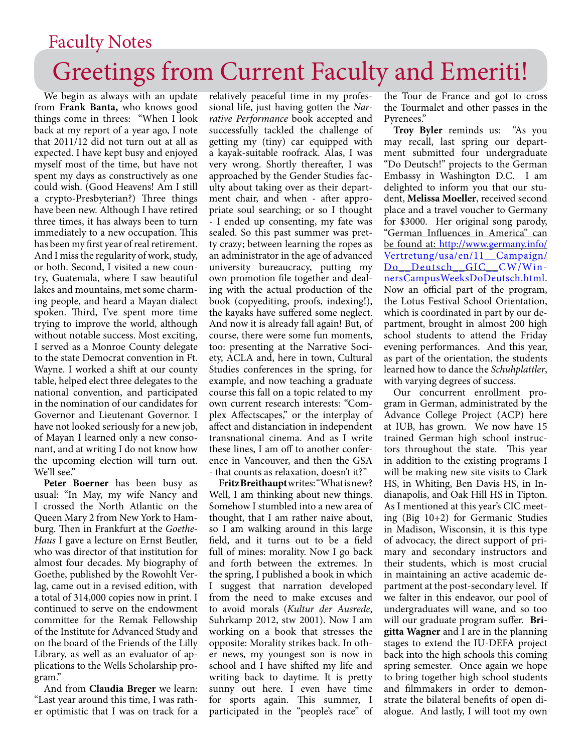Faculty Notes

# Greetings from Current Faculty and Emeriti!

We begin as always with an update from **Frank Banta,** who knows good things come in threes: "When I look back at my report of a year ago, I note that 2011/12 did not turn out at all as expected. I have kept busy and enjoyed myself most of the time, but have not spent my days as constructively as one could wish. (Good Heavens! Am I still a crypto-Presbyterian?) Three things have been new. Although I have retired three times, it has always been to turn immediately to a new occupation. This has been my first year of real retirement. And I miss the regularity of work, study, or both. Second, I visited a new country, Guatemala, where I saw beautiful lakes and mountains, met some charming people, and heard a Mayan dialect spoken. Third, I've spent more time trying to improve the world, although without notable success. Most exciting, I served as a Monroe County delegate to the state Democrat convention in Ft. Wayne. I worked a shift at our county table, helped elect three delegates to the national convention, and participated in the nomination of our candidates for Governor and Lieutenant Governor. I have not looked seriously for a new job, of Mayan I learned only a new consonant, and at writing I do not know how the upcoming election will turn out. We'll see."

**Peter Boerner** has been busy as usual: "In May, my wife Nancy and I crossed the North Atlantic on the Queen Mary 2 from New York to Hamburg. Then in Frankfurt at the *Goethe-Haus* I gave a lecture on Ernst Beutler, who was director of that institution for almost four decades. My biography of Goethe, published by the Rowohlt Verlag, came out in a revised edition, with a total of 314,000 copies now in print. I continued to serve on the endowment committee for the Remak Fellowship of the Institute for Advanced Study and on the board of the Friends of the Lilly Library, as well as an evaluator of applications to the Wells Scholarship program."

And from **Claudia Breger** we learn: "Last year around this time, I was rather optimistic that I was on track for a relatively peaceful time in my professional life, just having gotten the *Narrative Performance* book accepted and successfully tackled the challenge of getting my (tiny) car equipped with a kayak-suitable roofrack. Alas, I was very wrong. Shortly thereafter, I was approached by the Gender Studies faculty about taking over as their department chair, and when - after appropriate soul searching; or so I thought - I ended up consenting, my fate was sealed. So this past summer was pretty crazy; between learning the ropes as an administrator in the age of advanced university bureaucracy, putting my own promotion file together and dealing with the actual production of the book (copyediting, proofs, indexing!), the kayaks have suffered some neglect. And now it is already fall again! But, of course, there were some fun moments, too: presenting at the Narrative Society, ACLA and, here in town, Cultural Studies conferences in the spring, for example, and now teaching a graduate course this fall on a topic related to my own current research interests: "Complex Affectscapes," or the interplay of affect and distanciation in independent transnational cinema. And as I write these lines, I am off to another conference in Vancouver, and then the GSA - that counts as relaxation, doesn't it?"

**Fritz Breithaupt** writes: "What is new? Well, I am thinking about new things. Somehow I stumbled into a new area of thought, that I am rather naive about, so I am walking around in this large field, and it turns out to be a field full of mines: morality. Now I go back and forth between the extremes. In the spring, I published a book in which I suggest that narration developed from the need to make excuses and to avoid morals (*Kultur der Ausrede*, Suhrkamp 2012, stw 2001). Now I am working on a book that stresses the opposite: Morality strikes back. In other news, my youngest son is now in school and I have shifted my life and writing back to daytime. It is pretty sunny out here. I even have time for sports again. This summer, I participated in the "people's race" of the Tour de France and got to cross the Tourmalet and other passes in the Pyrenees."

**Troy Byler** reminds us: "As you may recall, last spring our department submitted four undergraduate "Do Deutsch!" projects to the German Embassy in Washington D.C. I am delighted to inform you that our student, **Melissa Moeller**, received second place and a travel voucher to Germany for $3000. Her original song parody, "German Influences in America" can be found at: http://www.germany.info/Vertretung/usa/en/11__Campaign/Do__Deutsch__GIC__CW/WinnersCampusWeeksDoDeutsch.html. Now an official part of the program, the Lotus Festival School Orientation, which is coordinated in part by our department, brought in almost 200 high school students to attend the Friday evening performances. And this year, as part of the orientation, the students learned how to dance the *Schuhplattler*, with varying degrees of success.

Our concurrent enrollment program in German, administrated by the Advance College Project (ACP) here at IUB, has grown. We now have 15 trained German high school instructors throughout the state. This year in addition to the existing programs I will be making new site visits to Clark HS, in Whiting, Ben Davis HS, in Indianapolis, and Oak Hill HS in Tipton. As I mentioned at this year's CIC meeting (Big 10+2) for Germanic Studies in Madison, Wisconsin, it is this type of advocacy, the direct support of primary and secondary instructors and their students, which is most crucial in maintaining an active academic department at the post-secondary level. If we falter in this endeavor, our pool of undergraduates will wane, and so too will our graduate program suffer. **Brigitta Wagner** and I are in the planning stages to extend the IU-DEFA project back into the high schools this coming spring semester. Once again we hope to bring together high school students and filmmakers in order to demonstrate the bilateral benefits of open dialogue. And lastly, I will toot my own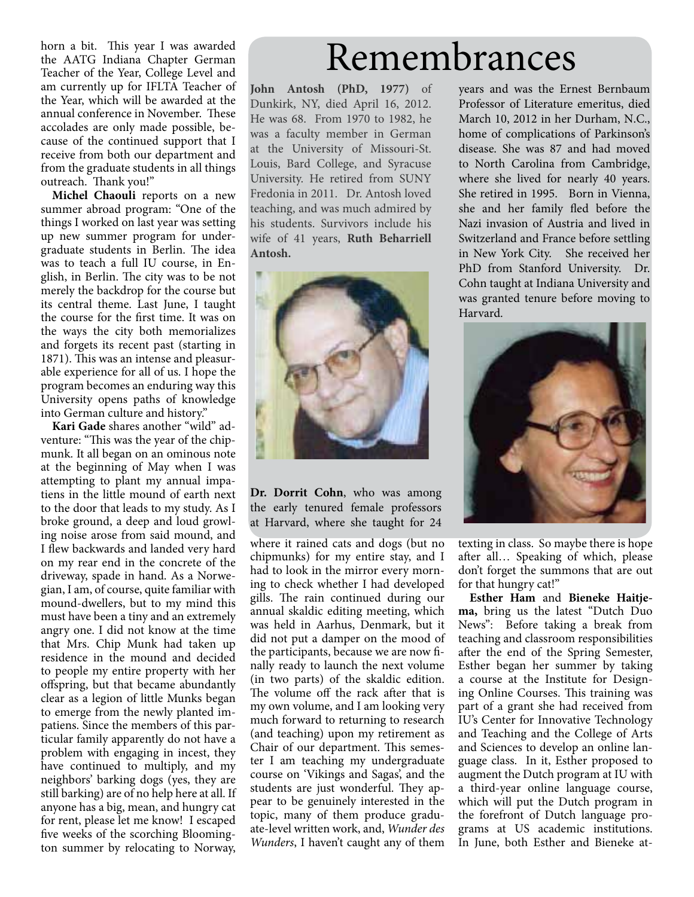horn a bit. This year I was awarded the AATG Indiana Chapter German Teacher of the Year, College Level and am currently up for IFLTA Teacher of the Year, which will be awarded at the annual conference in November. These accolades are only made possible, because of the continued support that I receive from both our department and from the graduate students in all things outreach. Thank you!"

**Michel Chaouli** reports on a new summer abroad program: "One of the things I worked on last year was setting up new summer program for undergraduate students in Berlin. The idea was to teach a full IU course, in English, in Berlin. The city was to be not merely the backdrop for the course but its central theme. Last June, I taught the course for the first time. It was on the ways the city both memorializes and forgets its recent past (starting in 1871). This was an intense and pleasurable experience for all of us. I hope the program becomes an enduring way this University opens paths of knowledge into German culture and history."

**Kari Gade** shares another "wild" adventure: "This was the year of the chipmunk. It all began on an ominous note at the beginning of May when I was attempting to plant my annual impatiens in the little mound of earth next to the door that leads to my study. As I broke ground, a deep and loud growling noise arose from said mound, and I flew backwards and landed very hard on my rear end in the concrete of the driveway, spade in hand. As a Norwegian, I am, of course, quite familiar with mound-dwellers, but to my mind this must have been a tiny and an extremely angry one. I did not know at the time that Mrs. Chip Munk had taken up residence in the mound and decided to people my entire property with her offspring, but that became abundantly clear as a legion of little Munks began to emerge from the newly planted impatiens. Since the members of this particular family apparently do not have a problem with engaging in incest, they have continued to multiply, and my neighbors' barking dogs (yes, they are still barking) are of no help here at all. If anyone has a big, mean, and hungry cat for rent, please let me know! I escaped five weeks of the scorching Bloomington summer by relocating to Norway, where it rained cats and dogs (but no chipmunks) for my entire stay, and I had to look in the mirror every morning to check whether I had developed gills. The rain continued during our annual skaldic editing meeting, which was held in Aarhus, Denmark, but it did not put a damper on the mood of the participants, because we are now finally ready to launch the next volume (in two parts) of the skaldic edition. The volume off the rack after that is my own volume, and I am looking very much forward to returning to research (and teaching) upon my retirement as Chair of our department. This semester I am teaching my undergraduate course on 'Vikings and Sagas', and the students are just wonderful. They appear to be genuinely interested in the topic, many of them produce graduate-level written work, and, *Wunder des Wunders*, I haven't caught any of them texting in class. So maybe there is hope after all… Speaking of which, please don't forget the summons that are out for that hungry cat!"

**Esther Ham** and **Bieneke Haitjema,** bring us the latest "Dutch Duo News": Before taking a break from teaching and classroom responsibilities after the end of the Spring Semester, Esther began her summer by taking a course at the Institute for Designing Online Courses. This training was part of a grant she had received from IU's Center for Innovative Technology and Teaching and the College of Arts and Sciences to develop an online language class. In it, Esther proposed to augment the Dutch program at IU with a third-year online language course, which will put the Dutch program in the forefront of Dutch language programs at US academic institutions. In June, both Esther and Bieneke at-

# Remembrances

**John Antosh (PhD, 1977)** of Dunkirk, NY, died April 16, 2012. He was 68. From 1970 to 1982, he was a faculty member in German at the University of Missouri-St. Louis, Bard College, and Syracuse University. He retired from SUNY Fredonia in 2011. Dr. Antosh loved teaching, and was much admired by his students. Survivors include his wife of 41 years, **Ruth Beharriell Antosh.**

**Dr. Dorrit Cohn**, who was among the early tenured female professors at Harvard, where she taught for 24 years and was the Ernest Bernbaum Professor of Literature emeritus, died March 10, 2012 in her Durham, N.C., home of complications of Parkinson's disease. She was 87 and had moved to North Carolina from Cambridge, where she lived for nearly 40 years. She retired in 1995. Born in Vienna, she and her family fled before the Nazi invasion of Austria and lived in Switzerland and France before settling in New York City. She received her PhD from Stanford University. Dr. Cohn taught at Indiana University and was granted tenure before moving to Harvard.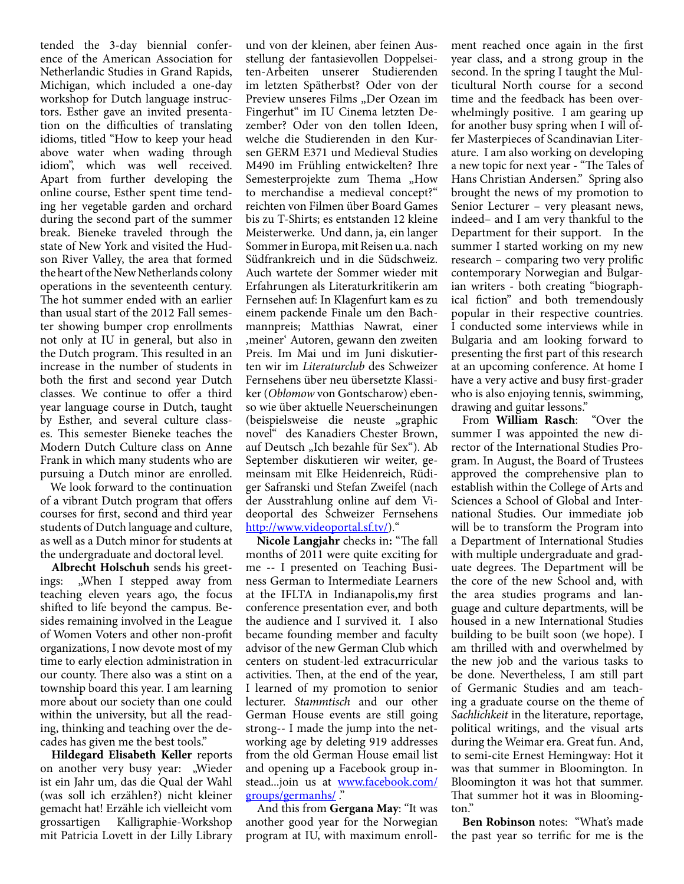tended the 3-day biennial conference of the American Association for Netherlandic Studies in Grand Rapids, Michigan, which included a one-day workshop for Dutch language instructors. Esther gave an invited presentation on the difficulties of translating idioms, titled "How to keep your head above water when wading through idiom", which was well received. Apart from further developing the online course, Esther spent time tending her vegetable garden and orchard during the second part of the summer break. Bieneke traveled through the state of New York and visited the Hudson River Valley, the area that formed the heart of the New Netherlands colony operations in the seventeenth century. The hot summer ended with an earlier than usual start of the 2012 Fall semester showing bumper crop enrollments not only at IU in general, but also in the Dutch program. This resulted in an increase in the number of students in both the first and second year Dutch classes. We continue to offer a third year language course in Dutch, taught by Esther, and several culture classes. This semester Bieneke teaches the Modern Dutch Culture class on Anne Frank in which many students who are pursuing a Dutch minor are enrolled.

We look forward to the continuation of a vibrant Dutch program that offers courses for first, second and third year students of Dutch language and culture, as well as a Dutch minor for students at the undergraduate and doctoral level.

**Albrecht Holschuh** sends his greetings: „When I stepped away from teaching eleven years ago, the focus shifted to life beyond the campus. Besides remaining involved in the League of Women Voters and other non-profit organizations, I now devote most of my time to early election administration in our county. There also was a stint on a township board this year. I am learning more about our society than one could within the university, but all the reading, thinking and teaching over the decades has given me the best tools."

**Hildegard Elisabeth Keller** reports on another very busy year: „Wieder ist ein Jahr um, das die Qual der Wahl (was soll ich erzählen?) nicht kleiner gemacht hat! Erzähle ich vielleicht vom grossartigen Kalligraphie-Workshop mit Patricia Lovett in der Lilly Library und von der kleinen, aber feinen Ausstellung der fantasievollen Doppelseiten-Arbeiten unserer Studierenden im letzten Spätherbst? Oder von der Preview unseres Films „Der Ozean im Fingerhut" im IU Cinema letzten Dezember? Oder von den tollen Ideen, welche die Studierenden in den Kursen GERM E371 und Medieval Studies M490 im Frühling entwickelten? Ihre Semesterprojekte zum Thema „How to merchandise a medieval concept?" reichten von Filmen über Board Games bis zu T-Shirts; es entstanden 12 kleine Meisterwerke. Und dann, ja, ein langer Sommer in Europa, mit Reisen u.a. nach Südfrankreich und in die Südschweiz. Auch wartete der Sommer wieder mit Erfahrungen als Literaturkritikerin am Fernsehen auf: In Klagenfurt kam es zu einem packende Finale um den Bachmannpreis; Matthias Nawrat, einer ‚meiner' Autoren, gewann den zweiten Preis. Im Mai und im Juni diskutierten wir im *Literaturclub* des Schweizer Fernsehens über neu übersetzte Klassiker (*Oblomow* von Gontscharow) ebenso wie über aktuelle Neuerscheinungen (beispielsweise die neuste „graphic novel" des Kanadiers Chester Brown, auf Deutsch „Ich bezahle für Sex"). Ab September diskutieren wir weiter, gemeinsam mit Elke Heidenreich, Rüdiger Safranski und Stefan Zweifel (nach der Ausstrahlung online auf dem Videoportal des Schweizer Fernsehens http://www.videoportal.sf.tv/)."

**Nicole Langjahr** checks in**:** "The fall months of 2011 were quite exciting for me -- I presented on Teaching Business German to Intermediate Learners at the IFLTA in Indianapolis,my first conference presentation ever, and both the audience and I survived it. I also became founding member and faculty advisor of the new German Club which centers on student-led extracurricular activities. Then, at the end of the year, I learned of my promotion to senior lecturer. *Stammtisch* and our other German House events are still going strong-- I made the jump into the networking age by deleting 919 addresses from the old German House email list and opening up a Facebook group instead...join us at www.facebook.com/groups/germanhs/ ."

And this from **Gergana May**: "It was another good year for the Norwegian program at IU, with maximum enrollment reached once again in the first year class, and a strong group in the second. In the spring I taught the Multicultural North course for a second time and the feedback has been overwhelmingly positive. I am gearing up for another busy spring when I will offer Masterpieces of Scandinavian Literature. I am also working on developing a new topic for next year - "The Tales of Hans Christian Andersen." Spring also brought the news of my promotion to Senior Lecturer – very pleasant news, indeed– and I am very thankful to the Department for their support. In the summer I started working on my new research – comparing two very prolific contemporary Norwegian and Bulgarian writers - both creating "biographical fiction" and both tremendously popular in their respective countries. I conducted some interviews while in Bulgaria and am looking forward to presenting the first part of this research at an upcoming conference. At home I have a very active and busy first-grader who is also enjoying tennis, swimming, drawing and guitar lessons."

From **William Rasch**: "Over the summer I was appointed the new director of the International Studies Program. In August, the Board of Trustees approved the comprehensive plan to establish within the College of Arts and Sciences a School of Global and International Studies. Our immediate job will be to transform the Program into a Department of International Studies with multiple undergraduate and graduate degrees. The Department will be the core of the new School and, with the area studies programs and language and culture departments, will be housed in a new International Studies building to be built soon (we hope). I am thrilled with and overwhelmed by the new job and the various tasks to be done. Nevertheless, I am still part of Germanic Studies and am teaching a graduate course on the theme of *Sachlichkeit* in the literature, reportage, political writings, and the visual arts during the Weimar era. Great fun. And, to semi-cite Ernest Hemingway: Hot it was that summer in Bloomington. In Bloomington it was hot that summer. That summer hot it was in Bloomington."

**Ben Robinson** notes: "What's made the past year so terrific for me is the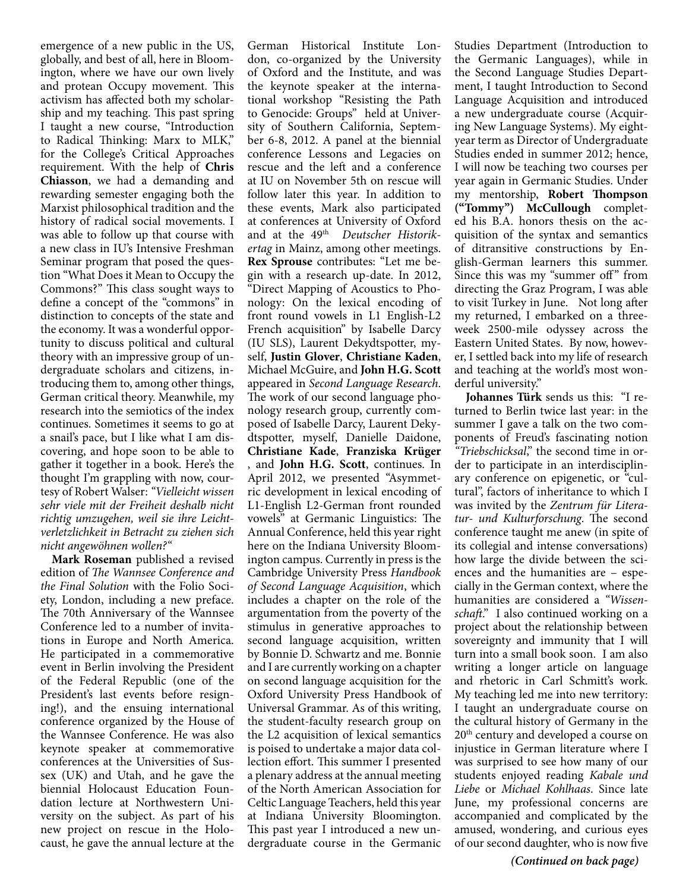emergence of a new public in the US, globally, and best of all, here in Bloomington, where we have our own lively and protean Occupy movement. This activism has affected both my scholarship and my teaching. This past spring I taught a new course, "Introduction to Radical Thinking: Marx to MLK," for the College's Critical Approaches requirement. With the help of **Chris Chiasson**, we had a demanding and rewarding semester engaging both the Marxist philosophical tradition and the history of radical social movements. I was able to follow up that course with a new class in IU's Intensive Freshman Seminar program that posed the question "What Does it Mean to Occupy the Commons?" This class sought ways to define a concept of the "commons" in distinction to concepts of the state and the economy. It was a wonderful opportunity to discuss political and cultural theory with an impressive group of undergraduate scholars and citizens, introducing them to, among other things, German critical theory. Meanwhile, my research into the semiotics of the index continues. Sometimes it seems to go at a snail's pace, but I like what I am discovering, and hope soon to be able to gather it together in a book. Here's the thought I'm grappling with now, courtesy of Robert Walser: *"Vielleicht wissen sehr viele mit der Freiheit deshalb nicht richtig umzugehen, weil sie ihre Leichtverletzlichkeit in Betracht zu ziehen sich nicht angewöhnen wollen?"*

**Mark Roseman** published a revised edition of *The Wannsee Conference and the Final Solution* with the Folio Society, London, including a new preface. The 70th Anniversary of the Wannsee Conference led to a number of invitations in Europe and North America. He participated in a commemorative event in Berlin involving the President of the Federal Republic (one of the President's last events before resigning!), and the ensuing international conference organized by the House of the Wannsee Conference. He was also keynote speaker at commemorative conferences at the Universities of Sussex (UK) and Utah, and he gave the biennial Holocaust Education Foundation lecture at Northwestern University on the subject. As part of his new project on rescue in the Holocaust, he gave the annual lecture at the German Historical Institute London, co-organized by the University of Oxford and the Institute, and was the keynote speaker at the international workshop "Resisting the Path to Genocide: Groups" held at University of Southern California, September 6-8, 2012. A panel at the biennial conference Lessons and Legacies on rescue and the left and a conference at IU on November 5th on rescue will follow later this year. In addition to these events, Mark also participated at conferences at University of Oxford and at the 49th *Deutscher Historikertag* in Mainz, among other meetings.

**Rex Sprouse** contributes: "Let me begin with a research up-date. In 2012, "Direct Mapping of Acoustics to Phonology: On the lexical encoding of front round vowels in L1 English-L2 French acquisition" by Isabelle Darcy (IU SLS), Laurent Dekydtspotter, myself, **Justin Glover**, **Christiane Kaden**, Michael McGuire, and **John H.G. Scott** appeared in *Second Language Research*. The work of our second language phonology research group, currently composed of Isabelle Darcy, Laurent Dekydtspotter, myself, Danielle Daidone, **Christiane Kade**, **Franziska Krüger** , and **John H.G. Scott**, continues. In April 2012, we presented "Asymmetric development in lexical encoding of L1-English L2-German front rounded vowels" at Germanic Linguistics: The Annual Conference, held this year right here on the Indiana University Bloomington campus. Currently in press is the Cambridge University Press *Handbook of Second Language Acquisition*, which includes a chapter on the role of the argumentation from the poverty of the stimulus in generative approaches to second language acquisition, written by Bonnie D. Schwartz and me. Bonnie and I are currently working on a chapter on second language acquisition for the Oxford University Press Handbook of Universal Grammar. As of this writing, the student-faculty research group on the L2 acquisition of lexical semantics is poised to undertake a major data collection effort. This summer I presented a plenary address at the annual meeting of the North American Association for Celtic Language Teachers, held this year at Indiana University Bloomington. This past year I introduced a new undergraduate course in the Germanic Studies Department (Introduction to the Germanic Languages), while in the Second Language Studies Department, I taught Introduction to Second Language Acquisition and introduced a new undergraduate course (Acquiring New Language Systems). My eight-year term as Director of Undergraduate Studies ended in summer 2012; hence, I will now be teaching two courses per year again in Germanic Studies. Under my mentorship, **Robert Thompson ("Tommy") McCullough** completed his B.A. honors thesis on the acquisition of the syntax and semantics of ditransitive constructions by English-German learners this summer. Since this was my "summer off" from directing the Graz Program, I was able to visit Turkey in June. Not long after my returned, I embarked on a three-week 2500-mile odyssey across the Eastern United States. By now, however, I settled back into my life of research and teaching at the world's most wonderful university."

**Johannes Türk** sends us this: "I returned to Berlin twice last year: in the summer I gave a talk on the two components of Freud's fascinating notion *"Triebschicksal*," the second time in order to participate in an interdisciplinary conference on epigenetic, or "cultural", factors of inheritance to which I was invited by the *Zentrum für Literatur- und Kulturforschung*. The second conference taught me anew (in spite of its collegial and intense conversations) how large the divide between the sciences and the humanities are – especially in the German context, where the humanities are considered a *"Wissenschaft*." I also continued working on a project about the relationship between sovereignty and immunity that I will turn into a small book soon. I am also writing a longer article on language and rhetoric in Carl Schmitt's work. My teaching led me into new territory: I taught an undergraduate course on the cultural history of Germany in the 20th century and developed a course on injustice in German literature where I was surprised to see how many of our students enjoyed reading *Kabale und Liebe* or *Michael Kohlhaas*. Since late June, my professional concerns are accompanied and complicated by the amused, wondering, and curious eyes of our second daughter, who is now five

***(Continued on back page)***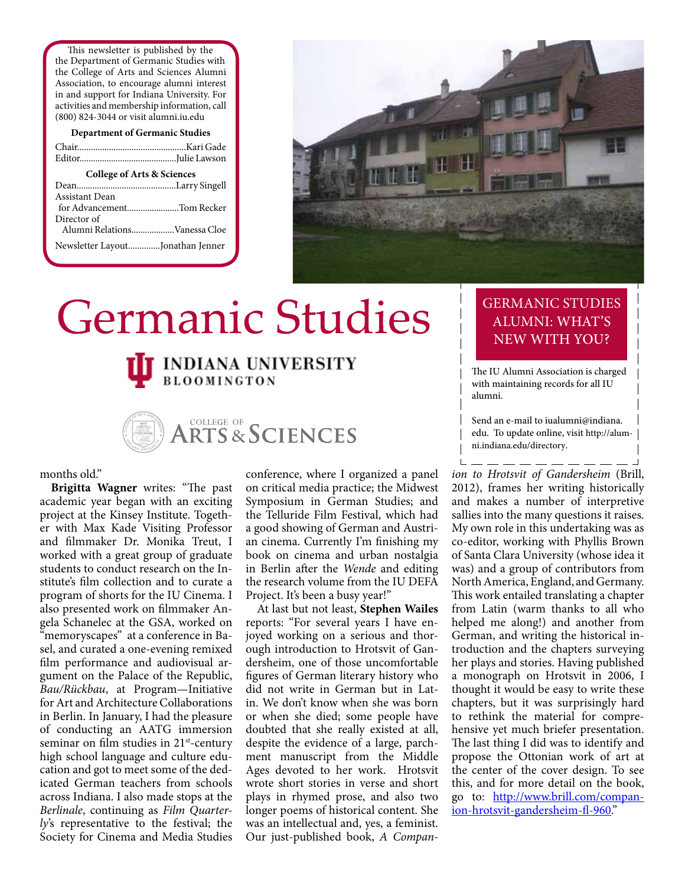This newsletter is published by the the Department of Germanic Studies with the College of Arts and Sciences Alumni Association, to encourage alumni interest in and support for Indiana University. For activities and membership information, call (800) 824-3044 or visit alumni.iu.edu

**Department of Germanic Studies**

Chair................................................Kari Gade
Editor...........................................Julie Lawson

**College of Arts & Sciences**

Dean............................................Larry Singell
Assistant Dean
for Advancement.......................Tom Recker
Director of
Alumni Relations...................Vanessa Cloe

Newsletter Layout..............Jonathan Jenner

# Germanic Studies

INDIANA UNIVERSITY
BLOOMINGTON

COLLEGE OF ARTS & SCIENCES

## GERMANIC STUDIES ALUMNI: WHAT'S NEW WITH YOU?

The IU Alumni Association is charged with maintaining records for all IU alumni.

Send an e-mail to iualumni@indiana.edu. To update online, visit http://alumni.indiana.edu/directory.

months old."

**Brigitta Wagner** writes: "The past academic year began with an exciting project at the Kinsey Institute. Together with Max Kade Visiting Professor and filmmaker Dr. Monika Treut, I worked with a great group of graduate students to conduct research on the Institute's film collection and to curate a program of shorts for the IU Cinema. I also presented work on filmmaker Angela Schanelec at the GSA, worked on "memoryscapes" at a conference in Basel, and curated a one-evening remixed film performance and audiovisual argument on the Palace of the Republic, *Bau/Rückbau*, at Program—Initiative for Art and Architecture Collaborations in Berlin. In January, I had the pleasure of conducting an AATG immersion seminar on film studies in 21st-century high school language and culture education and got to meet some of the dedicated German teachers from schools across Indiana. I also made stops at the *Berlinale*, continuing as *Film Quarterly*'s representative to the festival; the Society for Cinema and Media Studies conference, where I organized a panel on critical media practice; the Midwest Symposium in German Studies; and the Telluride Film Festival, which had a good showing of German and Austrian cinema. Currently I'm finishing my book on cinema and urban nostalgia in Berlin after the *Wende* and editing the research volume from the IU DEFA Project. It's been a busy year!"

At last but not least, **Stephen Wailes** reports: "For several years I have enjoyed working on a serious and thorough introduction to Hrotsvit of Gandersheim, one of those uncomfortable figures of German literary history who did not write in German but in Latin. We don't know when she was born or when she died; some people have doubted that she really existed at all, despite the evidence of a large, parchment manuscript from the Middle Ages devoted to her work. Hrotsvit wrote short stories in verse and short plays in rhymed prose, and also two longer poems of historical content. She was an intellectual and, yes, a feminist. Our just-published book, *A Companion to Hrotsvit of Gandersheim* (Brill, 2012), frames her writing historically and makes a number of interpretive sallies into the many questions it raises. My own role in this undertaking was as co-editor, working with Phyllis Brown of Santa Clara University (whose idea it was) and a group of contributors from North America, England, and Germany. This work entailed translating a chapter from Latin (warm thanks to all who helped me along!) and another from German, and writing the historical introduction and the chapters surveying her plays and stories. Having published a monograph on Hrotsvit in 2006, I thought it would be easy to write these chapters, but it was surprisingly hard to rethink the material for comprehensive yet much briefer presentation. The last thing I did was to identify and propose the Ottonian work of art at the center of the cover design. To see this, and for more detail on the book, go to: http://www.brill.com/companion-hrotsvit-gandersheim-fl-960."